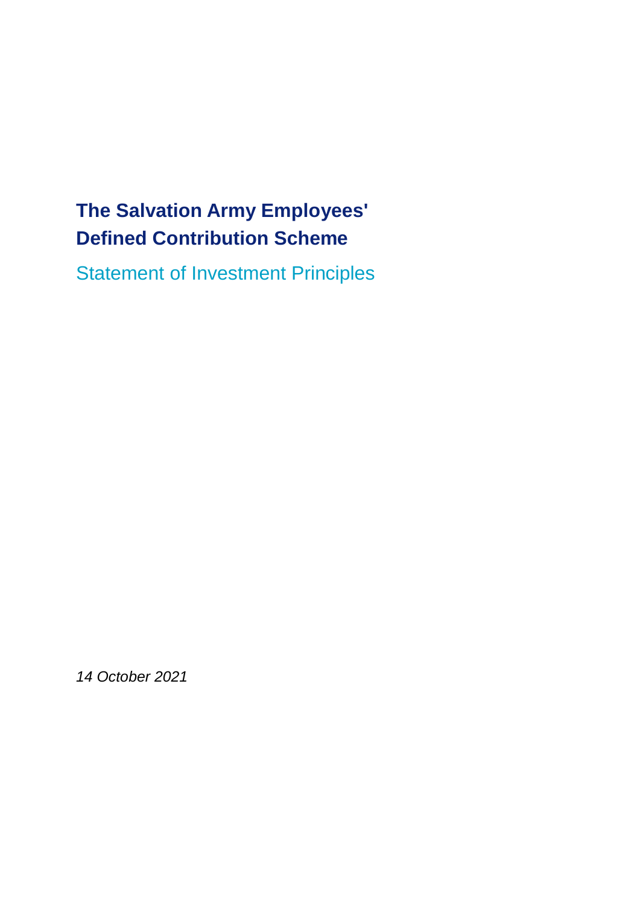# The Salvation Army Employees' Defined Contribution Scheme

## Statement of Investment Principles

*14 October 2021*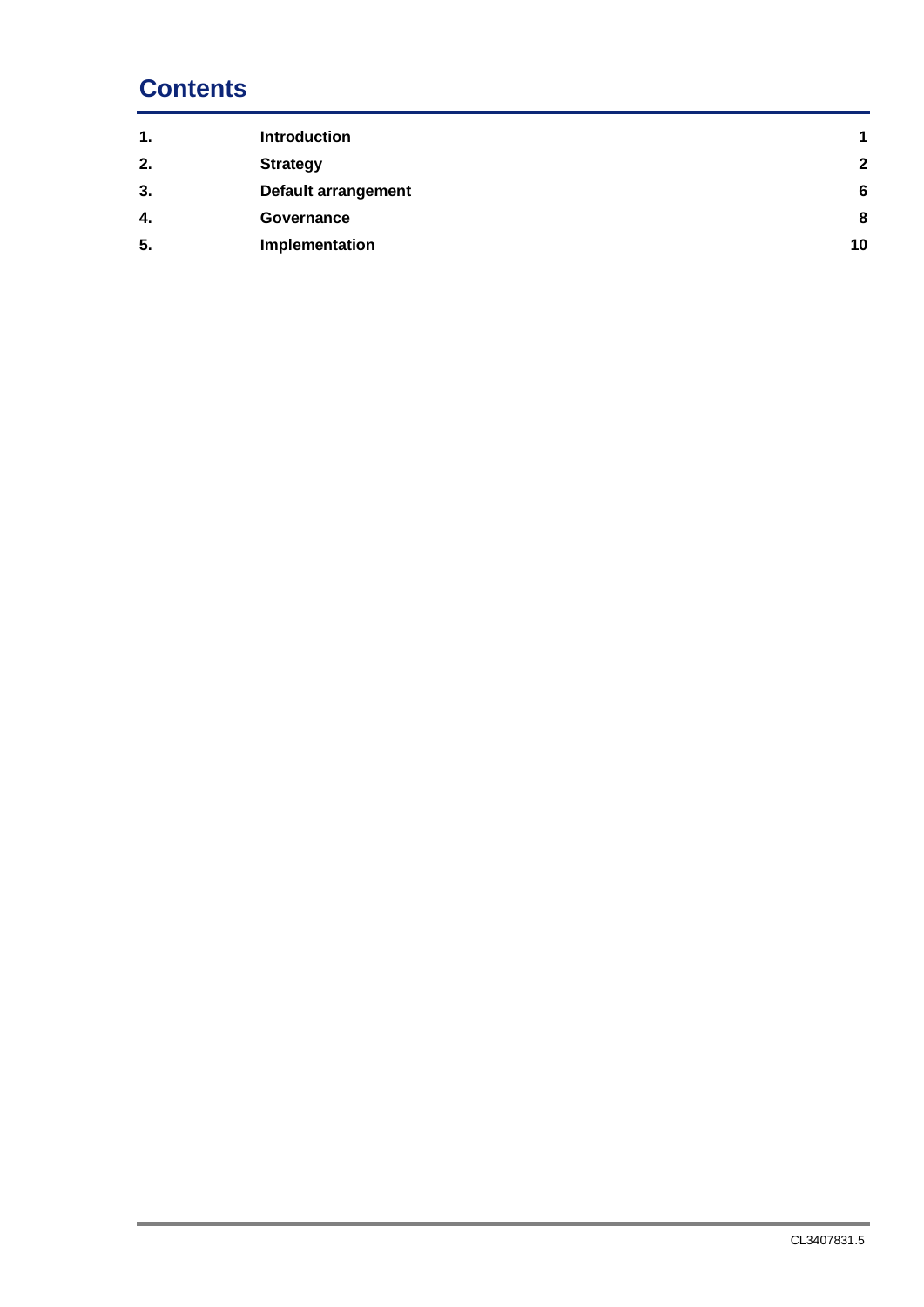# Contents

| | | |
|---|---|---|
| **1.** | **Introduction** | **1** |
| **2.** | **Strategy** | **2** |
| **3.** | **Default arrangement** | **6** |
| **4.** | **Governance** | **8** |
| **5.** | **Implementation** | **10** |

CL3407831.5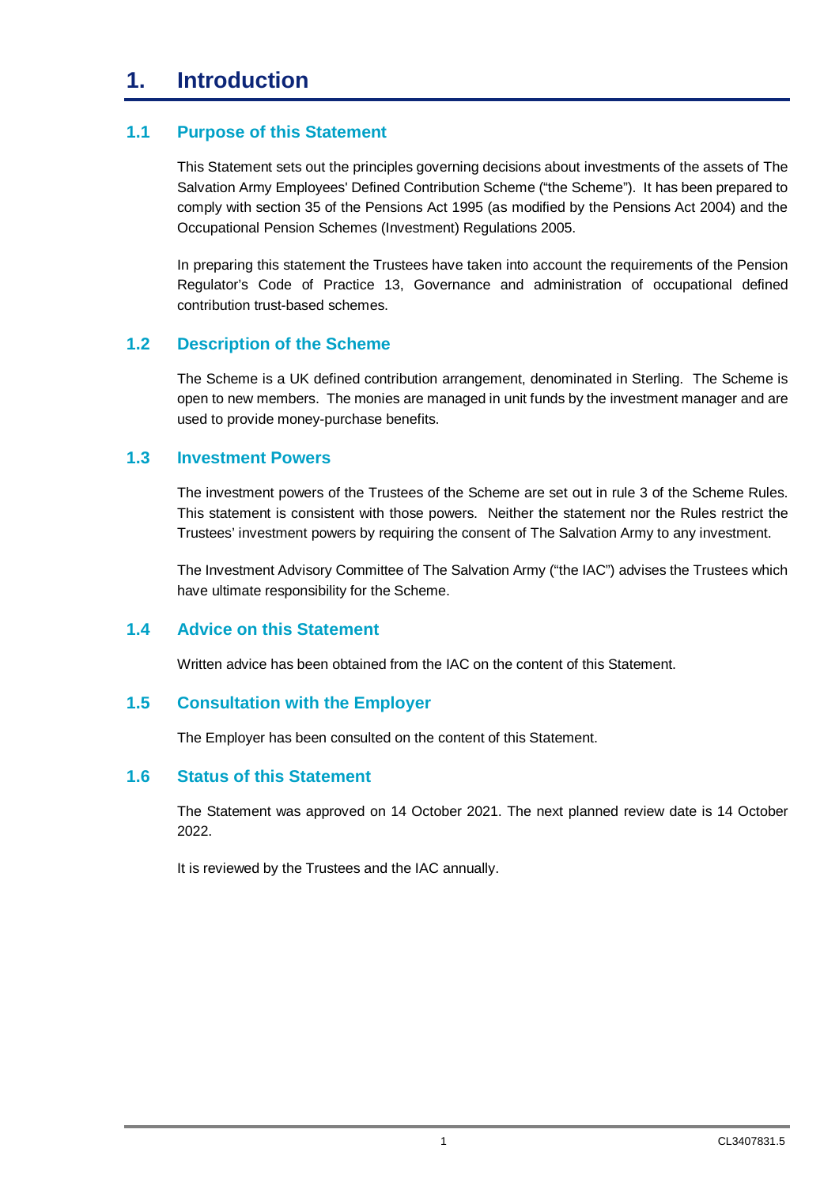# 1. Introduction

## 1.1 Purpose of this Statement

This Statement sets out the principles governing decisions about investments of the assets of The Salvation Army Employees' Defined Contribution Scheme ("the Scheme"). It has been prepared to comply with section 35 of the Pensions Act 1995 (as modified by the Pensions Act 2004) and the Occupational Pension Schemes (Investment) Regulations 2005.

In preparing this statement the Trustees have taken into account the requirements of the Pension Regulator's Code of Practice 13, Governance and administration of occupational defined contribution trust-based schemes.

## 1.2 Description of the Scheme

The Scheme is a UK defined contribution arrangement, denominated in Sterling. The Scheme is open to new members. The monies are managed in unit funds by the investment manager and are used to provide money-purchase benefits.

## 1.3 Investment Powers

The investment powers of the Trustees of the Scheme are set out in rule 3 of the Scheme Rules. This statement is consistent with those powers. Neither the statement nor the Rules restrict the Trustees' investment powers by requiring the consent of The Salvation Army to any investment.

The Investment Advisory Committee of The Salvation Army ("the IAC") advises the Trustees which have ultimate responsibility for the Scheme.

## 1.4 Advice on this Statement

Written advice has been obtained from the IAC on the content of this Statement.

## 1.5 Consultation with the Employer

The Employer has been consulted on the content of this Statement.

## 1.6 Status of this Statement

The Statement was approved on 14 October 2021. The next planned review date is 14 October 2022.

It is reviewed by the Trustees and the IAC annually.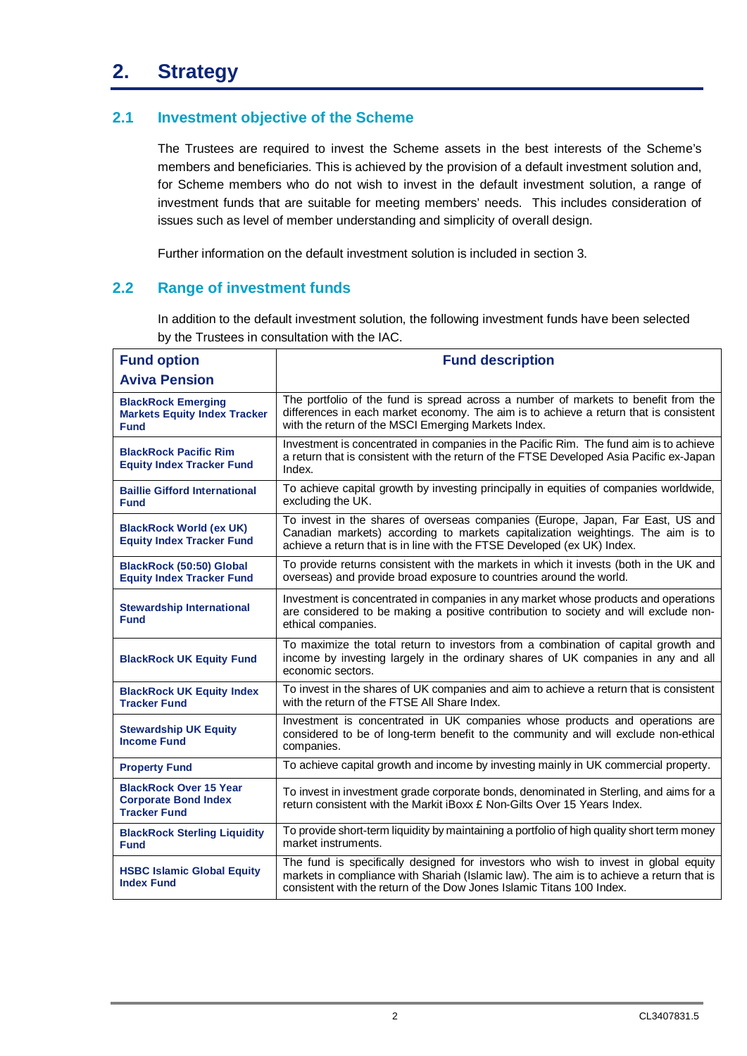# 2. Strategy

## 2.1 Investment objective of the Scheme

The Trustees are required to invest the Scheme assets in the best interests of the Scheme's members and beneficiaries. This is achieved by the provision of a default investment solution and, for Scheme members who do not wish to invest in the default investment solution, a range of investment funds that are suitable for meeting members' needs. This includes consideration of issues such as level of member understanding and simplicity of overall design.

Further information on the default investment solution is included in section 3.

## 2.2 Range of investment funds

In addition to the default investment solution, the following investment funds have been selected by the Trustees in consultation with the IAC.

| Fund option<br>Aviva Pension | Fund description |
|---|---|
| **BlackRock Emerging Markets Equity Index Tracker Fund** | The portfolio of the fund is spread across a number of markets to benefit from the differences in each market economy. The aim is to achieve a return that is consistent with the return of the MSCI Emerging Markets Index. |
| **BlackRock Pacific Rim Equity Index Tracker Fund** | Investment is concentrated in companies in the Pacific Rim. The fund aim is to achieve a return that is consistent with the return of the FTSE Developed Asia Pacific ex-Japan Index. |
| **Baillie Gifford International Fund** | To achieve capital growth by investing principally in equities of companies worldwide, excluding the UK. |
| **BlackRock World (ex UK) Equity Index Tracker Fund** | To invest in the shares of overseas companies (Europe, Japan, Far East, US and Canadian markets) according to markets capitalization weightings. The aim is to achieve a return that is in line with the FTSE Developed (ex UK) Index. |
| **BlackRock (50:50) Global Equity Index Tracker Fund** | To provide returns consistent with the markets in which it invests (both in the UK and overseas) and provide broad exposure to countries around the world. |
| **Stewardship International Fund** | Investment is concentrated in companies in any market whose products and operations are considered to be making a positive contribution to society and will exclude non-ethical companies. |
| **BlackRock UK Equity Fund** | To maximize the total return to investors from a combination of capital growth and income by investing largely in the ordinary shares of UK companies in any and all economic sectors. |
| **BlackRock UK Equity Index Tracker Fund** | To invest in the shares of UK companies and aim to achieve a return that is consistent with the return of the FTSE All Share Index. |
| **Stewardship UK Equity Income Fund** | Investment is concentrated in UK companies whose products and operations are considered to be of long-term benefit to the community and will exclude non-ethical companies. |
| **Property Fund** | To achieve capital growth and income by investing mainly in UK commercial property. |
| **BlackRock Over 15 Year Corporate Bond Index Tracker Fund** | To invest in investment grade corporate bonds, denominated in Sterling, and aims for a return consistent with the Markit iBoxx £ Non-Gilts Over 15 Years Index. |
| **BlackRock Sterling Liquidity Fund** | To provide short-term liquidity by maintaining a portfolio of high quality short term money market instruments. |
| **HSBC Islamic Global Equity Index Fund** | The fund is specifically designed for investors who wish to invest in global equity markets in compliance with Shariah (Islamic law). The aim is to achieve a return that is consistent with the return of the Dow Jones Islamic Titans 100 Index. |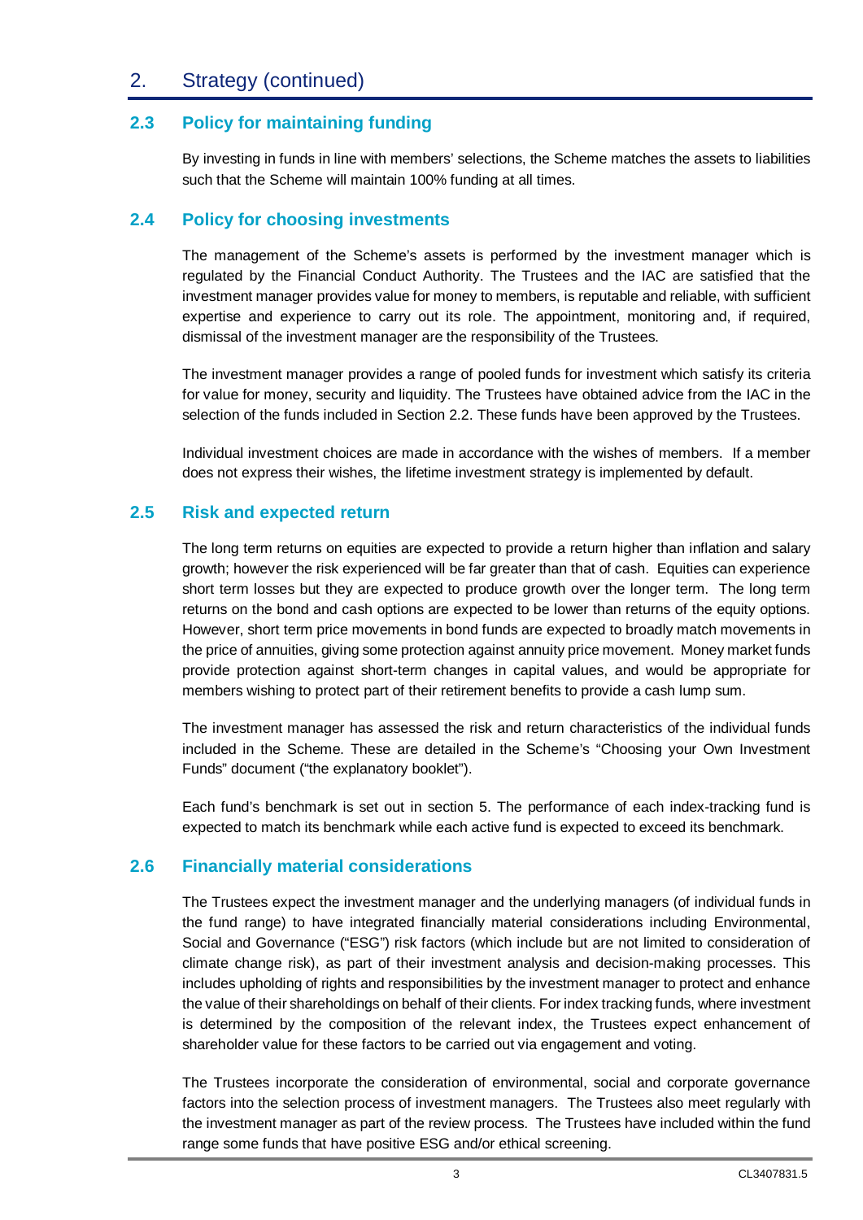## 2. Strategy (continued)

### 2.3 Policy for maintaining funding

By investing in funds in line with members' selections, the Scheme matches the assets to liabilities such that the Scheme will maintain 100% funding at all times.

### 2.4 Policy for choosing investments

The management of the Scheme's assets is performed by the investment manager which is regulated by the Financial Conduct Authority. The Trustees and the IAC are satisfied that the investment manager provides value for money to members, is reputable and reliable, with sufficient expertise and experience to carry out its role. The appointment, monitoring and, if required, dismissal of the investment manager are the responsibility of the Trustees.

The investment manager provides a range of pooled funds for investment which satisfy its criteria for value for money, security and liquidity. The Trustees have obtained advice from the IAC in the selection of the funds included in Section 2.2. These funds have been approved by the Trustees.

Individual investment choices are made in accordance with the wishes of members. If a member does not express their wishes, the lifetime investment strategy is implemented by default.

### 2.5 Risk and expected return

The long term returns on equities are expected to provide a return higher than inflation and salary growth; however the risk experienced will be far greater than that of cash. Equities can experience short term losses but they are expected to produce growth over the longer term. The long term returns on the bond and cash options are expected to be lower than returns of the equity options. However, short term price movements in bond funds are expected to broadly match movements in the price of annuities, giving some protection against annuity price movement. Money market funds provide protection against short-term changes in capital values, and would be appropriate for members wishing to protect part of their retirement benefits to provide a cash lump sum.

The investment manager has assessed the risk and return characteristics of the individual funds included in the Scheme. These are detailed in the Scheme's "Choosing your Own Investment Funds" document ("the explanatory booklet").

Each fund's benchmark is set out in section 5. The performance of each index-tracking fund is expected to match its benchmark while each active fund is expected to exceed its benchmark.

### 2.6 Financially material considerations

The Trustees expect the investment manager and the underlying managers (of individual funds in the fund range) to have integrated financially material considerations including Environmental, Social and Governance ("ESG") risk factors (which include but are not limited to consideration of climate change risk), as part of their investment analysis and decision-making processes. This includes upholding of rights and responsibilities by the investment manager to protect and enhance the value of their shareholdings on behalf of their clients. For index tracking funds, where investment is determined by the composition of the relevant index, the Trustees expect enhancement of shareholder value for these factors to be carried out via engagement and voting.

The Trustees incorporate the consideration of environmental, social and corporate governance factors into the selection process of investment managers. The Trustees also meet regularly with the investment manager as part of the review process. The Trustees have included within the fund range some funds that have positive ESG and/or ethical screening.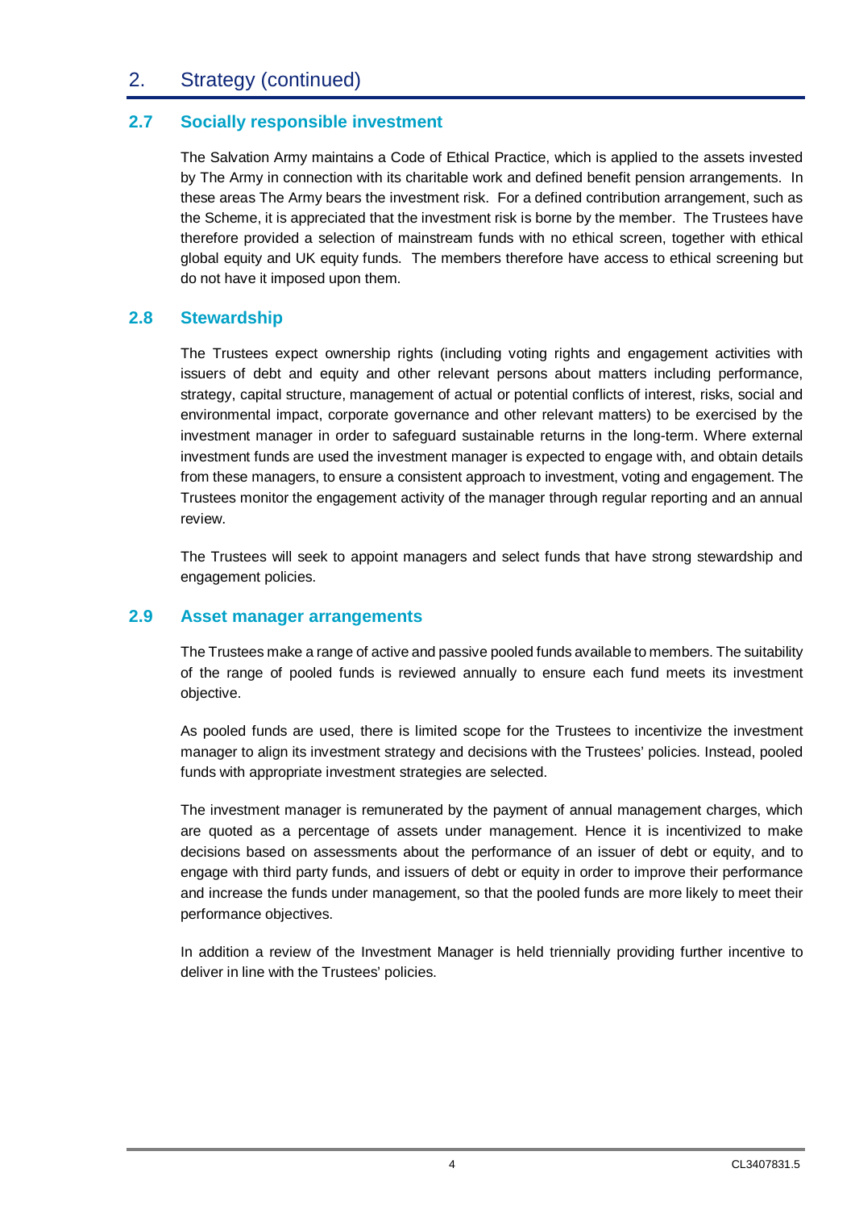## 2. Strategy (continued)

### 2.7 Socially responsible investment

The Salvation Army maintains a Code of Ethical Practice, which is applied to the assets invested by The Army in connection with its charitable work and defined benefit pension arrangements. In these areas The Army bears the investment risk. For a defined contribution arrangement, such as the Scheme, it is appreciated that the investment risk is borne by the member. The Trustees have therefore provided a selection of mainstream funds with no ethical screen, together with ethical global equity and UK equity funds. The members therefore have access to ethical screening but do not have it imposed upon them.

### 2.8 Stewardship

The Trustees expect ownership rights (including voting rights and engagement activities with issuers of debt and equity and other relevant persons about matters including performance, strategy, capital structure, management of actual or potential conflicts of interest, risks, social and environmental impact, corporate governance and other relevant matters) to be exercised by the investment manager in order to safeguard sustainable returns in the long-term. Where external investment funds are used the investment manager is expected to engage with, and obtain details from these managers, to ensure a consistent approach to investment, voting and engagement. The Trustees monitor the engagement activity of the manager through regular reporting and an annual review.

The Trustees will seek to appoint managers and select funds that have strong stewardship and engagement policies.

### 2.9 Asset manager arrangements

The Trustees make a range of active and passive pooled funds available to members. The suitability of the range of pooled funds is reviewed annually to ensure each fund meets its investment objective.

As pooled funds are used, there is limited scope for the Trustees to incentivize the investment manager to align its investment strategy and decisions with the Trustees' policies. Instead, pooled funds with appropriate investment strategies are selected.

The investment manager is remunerated by the payment of annual management charges, which are quoted as a percentage of assets under management. Hence it is incentivized to make decisions based on assessments about the performance of an issuer of debt or equity, and to engage with third party funds, and issuers of debt or equity in order to improve their performance and increase the funds under management, so that the pooled funds are more likely to meet their performance objectives.

In addition a review of the Investment Manager is held triennially providing further incentive to deliver in line with the Trustees' policies.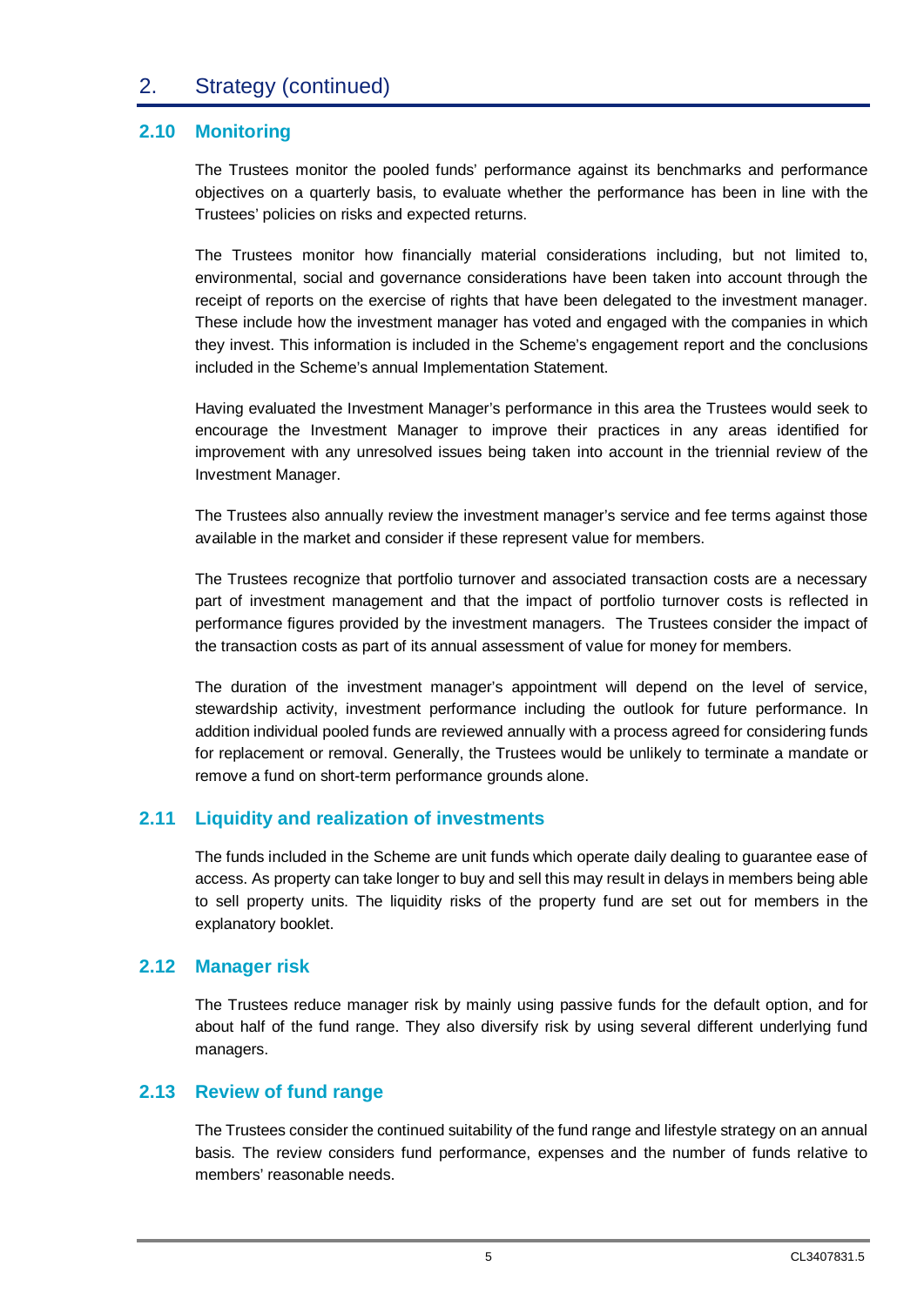## 2. Strategy (continued)

### 2.10 Monitoring

The Trustees monitor the pooled funds' performance against its benchmarks and performance objectives on a quarterly basis, to evaluate whether the performance has been in line with the Trustees' policies on risks and expected returns.

The Trustees monitor how financially material considerations including, but not limited to, environmental, social and governance considerations have been taken into account through the receipt of reports on the exercise of rights that have been delegated to the investment manager. These include how the investment manager has voted and engaged with the companies in which they invest. This information is included in the Scheme's engagement report and the conclusions included in the Scheme's annual Implementation Statement.

Having evaluated the Investment Manager's performance in this area the Trustees would seek to encourage the Investment Manager to improve their practices in any areas identified for improvement with any unresolved issues being taken into account in the triennial review of the Investment Manager.

The Trustees also annually review the investment manager's service and fee terms against those available in the market and consider if these represent value for members.

The Trustees recognize that portfolio turnover and associated transaction costs are a necessary part of investment management and that the impact of portfolio turnover costs is reflected in performance figures provided by the investment managers. The Trustees consider the impact of the transaction costs as part of its annual assessment of value for money for members.

The duration of the investment manager's appointment will depend on the level of service, stewardship activity, investment performance including the outlook for future performance. In addition individual pooled funds are reviewed annually with a process agreed for considering funds for replacement or removal. Generally, the Trustees would be unlikely to terminate a mandate or remove a fund on short-term performance grounds alone.

### 2.11 Liquidity and realization of investments

The funds included in the Scheme are unit funds which operate daily dealing to guarantee ease of access. As property can take longer to buy and sell this may result in delays in members being able to sell property units. The liquidity risks of the property fund are set out for members in the explanatory booklet.

### 2.12 Manager risk

The Trustees reduce manager risk by mainly using passive funds for the default option, and for about half of the fund range. They also diversify risk by using several different underlying fund managers.

### 2.13 Review of fund range

The Trustees consider the continued suitability of the fund range and lifestyle strategy on an annual basis. The review considers fund performance, expenses and the number of funds relative to members' reasonable needs.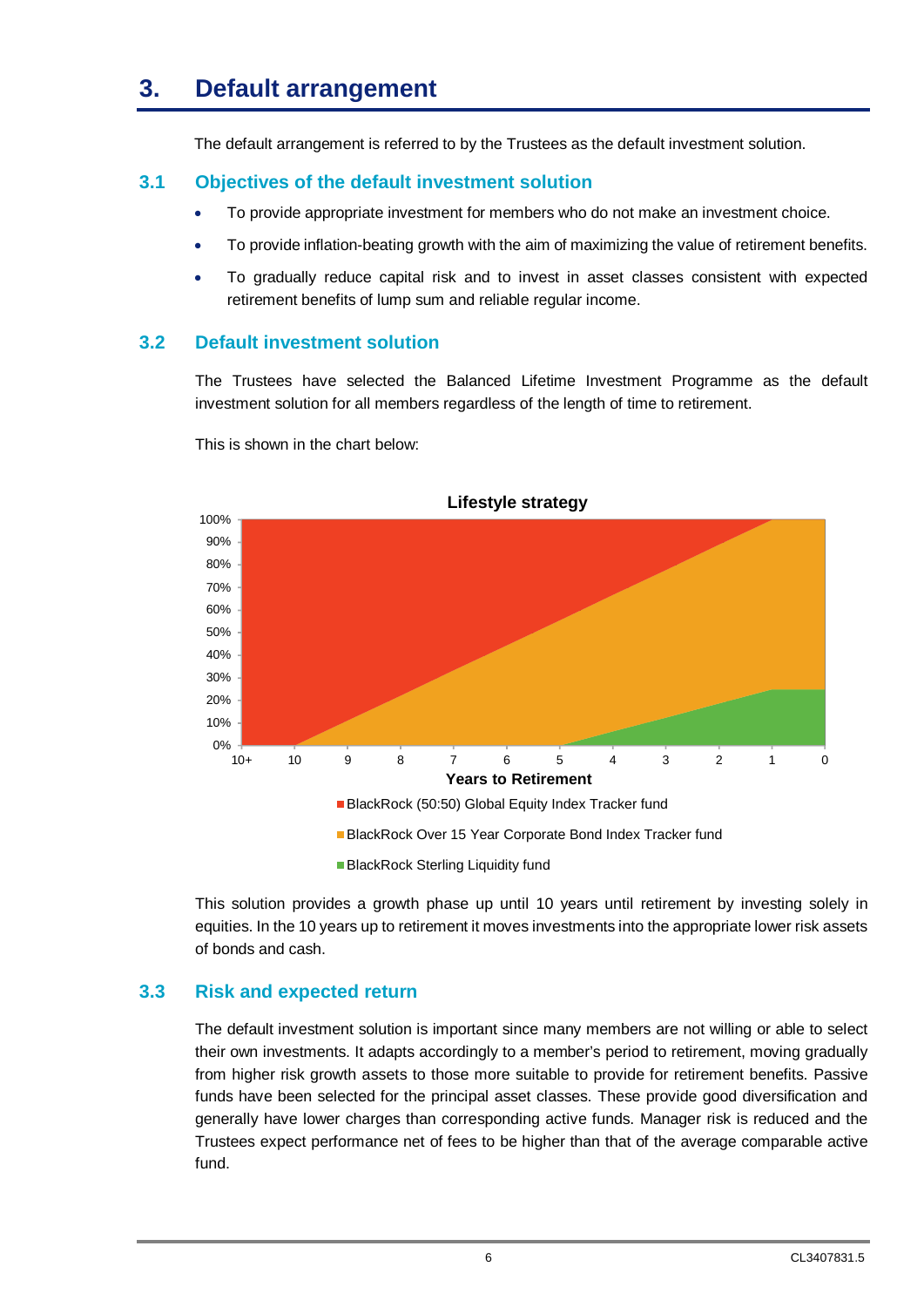# 3. Default arrangement

The default arrangement is referred to by the Trustees as the default investment solution.

## 3.1 Objectives of the default investment solution

- To provide appropriate investment for members who do not make an investment choice.
- To provide inflation-beating growth with the aim of maximizing the value of retirement benefits.
- To gradually reduce capital risk and to invest in asset classes consistent with expected retirement benefits of lump sum and reliable regular income.

## 3.2 Default investment solution

The Trustees have selected the Balanced Lifetime Investment Programme as the default investment solution for all members regardless of the length of time to retirement.

This is shown in the chart below:

**Lifestyle strategy**

Years to Retirement

- BlackRock (50:50) Global Equity Index Tracker fund
- BlackRock Over 15 Year Corporate Bond Index Tracker fund
- BlackRock Sterling Liquidity fund

This solution provides a growth phase up until 10 years until retirement by investing solely in equities. In the 10 years up to retirement it moves investments into the appropriate lower risk assets of bonds and cash.

## 3.3 Risk and expected return

The default investment solution is important since many members are not willing or able to select their own investments. It adapts accordingly to a member's period to retirement, moving gradually from higher risk growth assets to those more suitable to provide for retirement benefits. Passive funds have been selected for the principal asset classes. These provide good diversification and generally have lower charges than corresponding active funds. Manager risk is reduced and the Trustees expect performance net of fees to be higher than that of the average comparable active fund.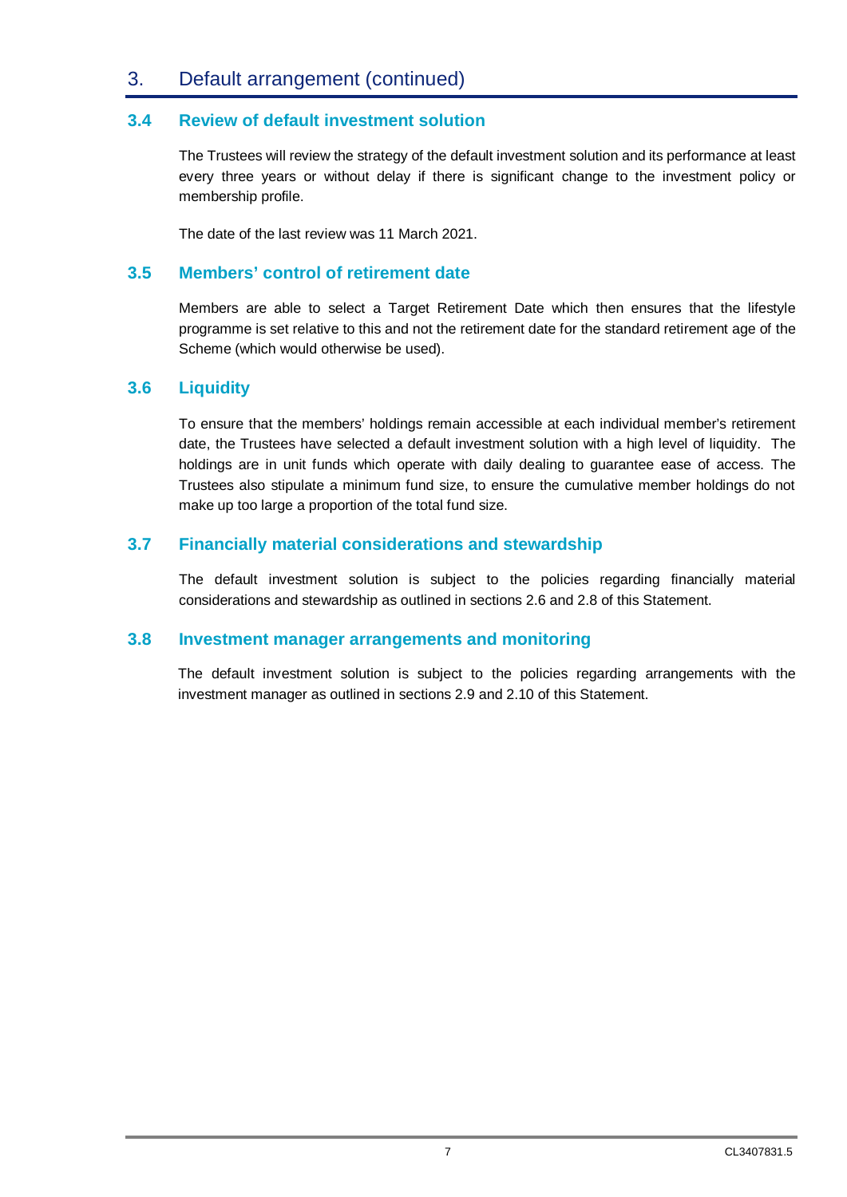## 3. Default arrangement (continued)

### 3.4 Review of default investment solution

The Trustees will review the strategy of the default investment solution and its performance at least every three years or without delay if there is significant change to the investment policy or membership profile.

The date of the last review was 11 March 2021.

### 3.5 Members' control of retirement date

Members are able to select a Target Retirement Date which then ensures that the lifestyle programme is set relative to this and not the retirement date for the standard retirement age of the Scheme (which would otherwise be used).

### 3.6 Liquidity

To ensure that the members' holdings remain accessible at each individual member's retirement date, the Trustees have selected a default investment solution with a high level of liquidity. The holdings are in unit funds which operate with daily dealing to guarantee ease of access. The Trustees also stipulate a minimum fund size, to ensure the cumulative member holdings do not make up too large a proportion of the total fund size.

### 3.7 Financially material considerations and stewardship

The default investment solution is subject to the policies regarding financially material considerations and stewardship as outlined in sections 2.6 and 2.8 of this Statement.

### 3.8 Investment manager arrangements and monitoring

The default investment solution is subject to the policies regarding arrangements with the investment manager as outlined in sections 2.9 and 2.10 of this Statement.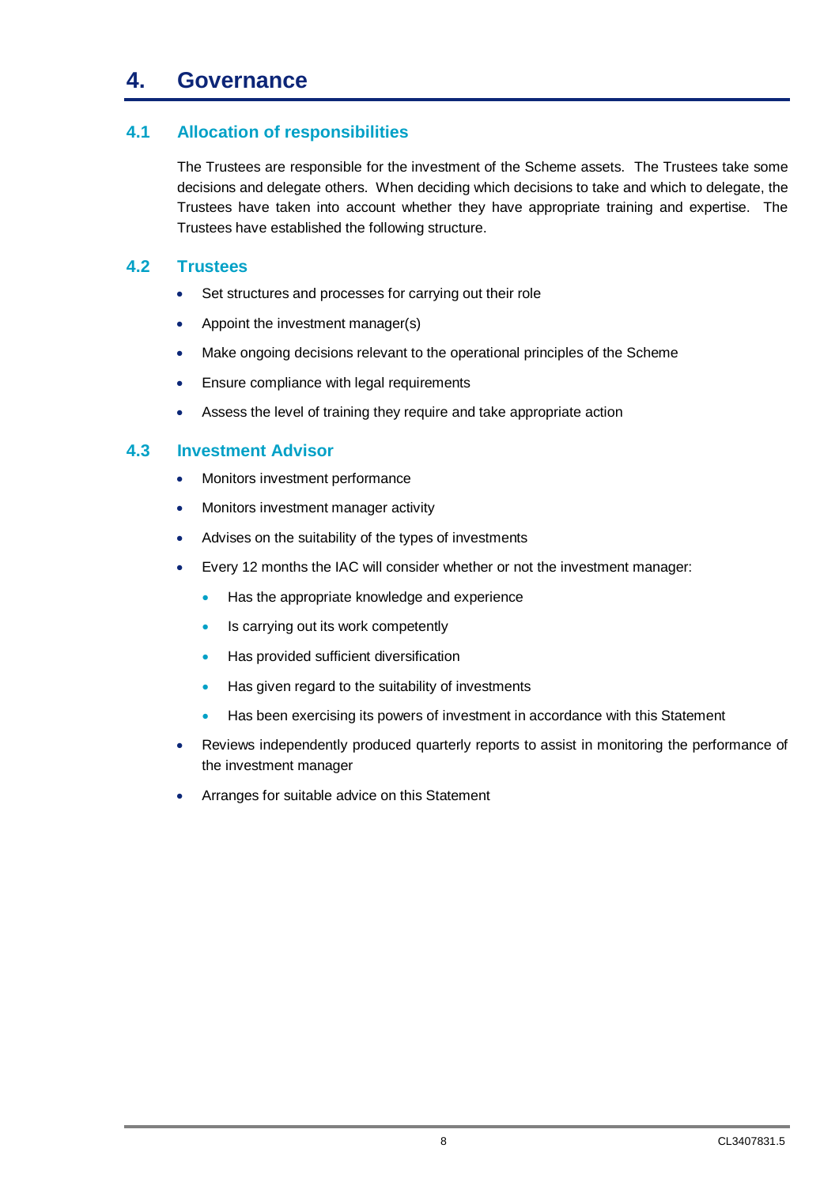# 4. Governance

## 4.1 Allocation of responsibilities

The Trustees are responsible for the investment of the Scheme assets. The Trustees take some decisions and delegate others. When deciding which decisions to take and which to delegate, the Trustees have taken into account whether they have appropriate training and expertise. The Trustees have established the following structure.

## 4.2 Trustees

- Set structures and processes for carrying out their role
- Appoint the investment manager(s)
- Make ongoing decisions relevant to the operational principles of the Scheme
- Ensure compliance with legal requirements
- Assess the level of training they require and take appropriate action

## 4.3 Investment Advisor

- Monitors investment performance
- Monitors investment manager activity
- Advises on the suitability of the types of investments
- Every 12 months the IAC will consider whether or not the investment manager:
  - Has the appropriate knowledge and experience
  - Is carrying out its work competently
  - Has provided sufficient diversification
  - Has given regard to the suitability of investments
  - Has been exercising its powers of investment in accordance with this Statement
- Reviews independently produced quarterly reports to assist in monitoring the performance of the investment manager
- Arranges for suitable advice on this Statement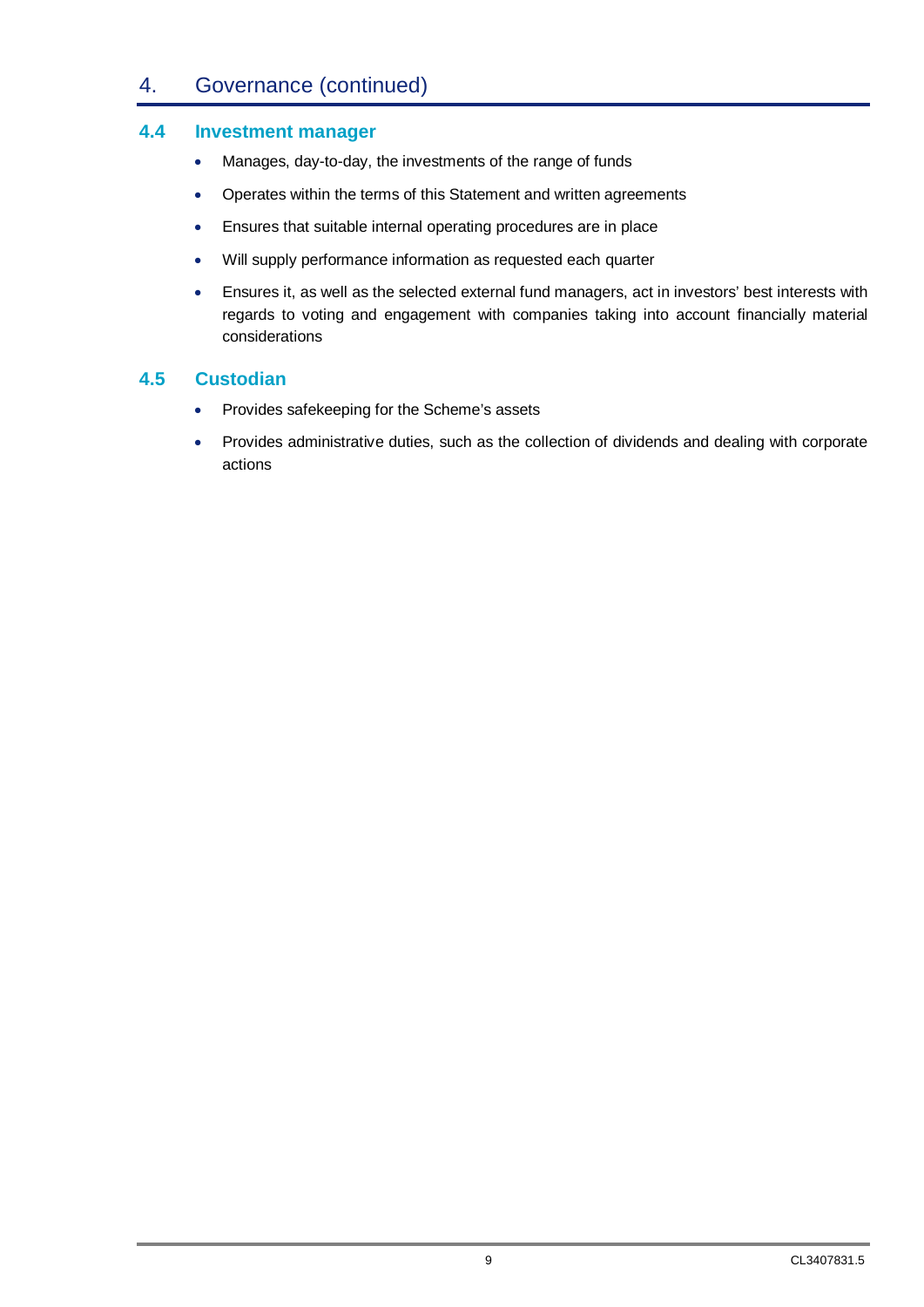# 4. Governance (continued)

## 4.4 Investment manager

- Manages, day-to-day, the investments of the range of funds
- Operates within the terms of this Statement and written agreements
- Ensures that suitable internal operating procedures are in place
- Will supply performance information as requested each quarter
- Ensures it, as well as the selected external fund managers, act in investors' best interests with regards to voting and engagement with companies taking into account financially material considerations

## 4.5 Custodian

- Provides safekeeping for the Scheme's assets
- Provides administrative duties, such as the collection of dividends and dealing with corporate actions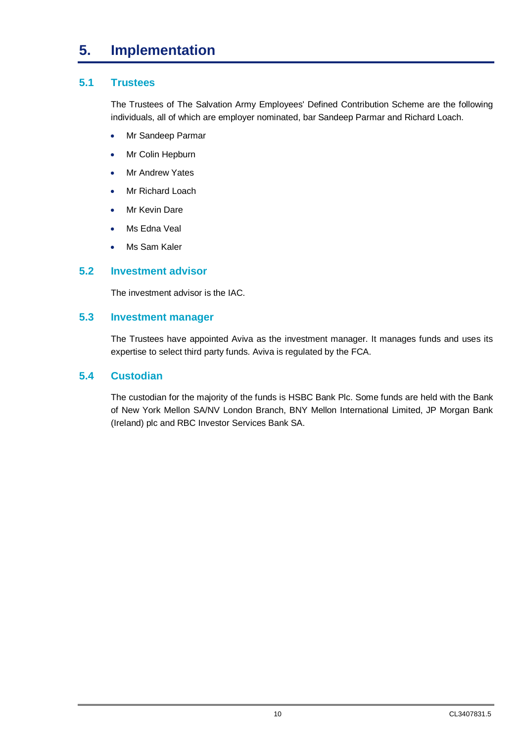# 5. Implementation

## 5.1 Trustees

The Trustees of The Salvation Army Employees' Defined Contribution Scheme are the following individuals, all of which are employer nominated, bar Sandeep Parmar and Richard Loach.

- Mr Sandeep Parmar
- Mr Colin Hepburn
- Mr Andrew Yates
- Mr Richard Loach
- Mr Kevin Dare
- Ms Edna Veal
- Ms Sam Kaler

## 5.2 Investment advisor

The investment advisor is the IAC.

## 5.3 Investment manager

The Trustees have appointed Aviva as the investment manager. It manages funds and uses its expertise to select third party funds. Aviva is regulated by the FCA.

## 5.4 Custodian

The custodian for the majority of the funds is HSBC Bank Plc. Some funds are held with the Bank of New York Mellon SA/NV London Branch, BNY Mellon International Limited, JP Morgan Bank (Ireland) plc and RBC Investor Services Bank SA.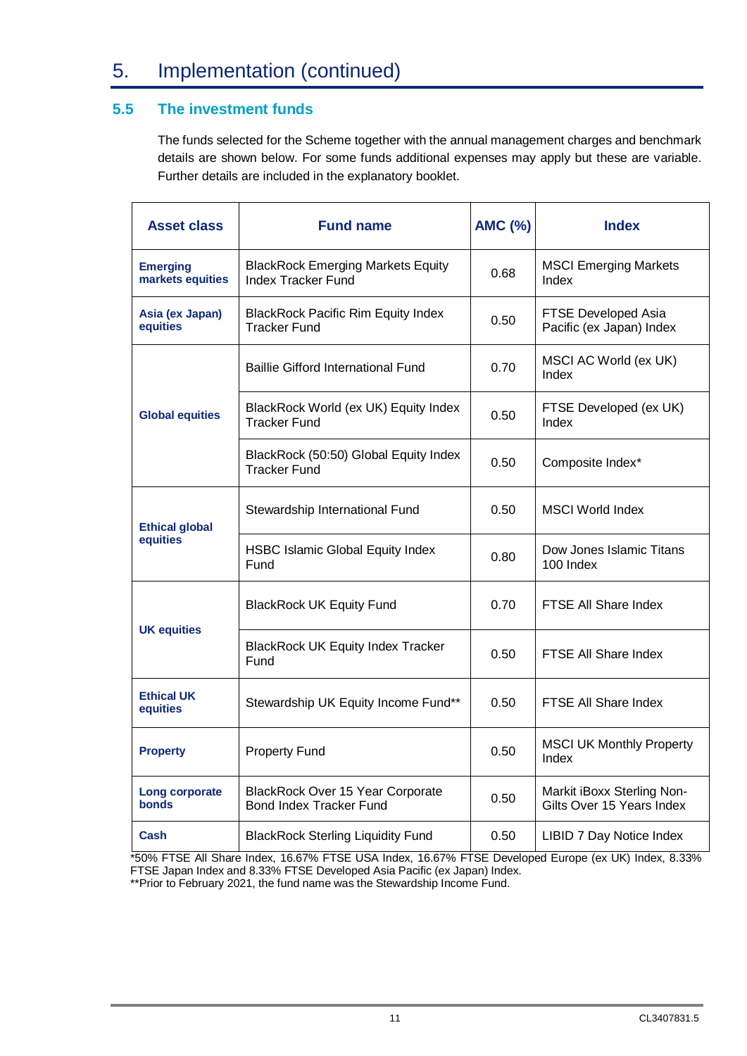# 5. Implementation (continued)

## 5.5 The investment funds

The funds selected for the Scheme together with the annual management charges and benchmark details are shown below. For some funds additional expenses may apply but these are variable. Further details are included in the explanatory booklet.

| Asset class | Fund name | AMC (%) | Index |
|---|---|---|---|
| **Emerging markets equities** | BlackRock Emerging Markets Equity Index Tracker Fund | 0.68 | MSCI Emerging Markets Index |
| **Asia (ex Japan) equities** | BlackRock Pacific Rim Equity Index Tracker Fund | 0.50 | FTSE Developed Asia Pacific (ex Japan) Index |
| **Global equities** | Baillie Gifford International Fund | 0.70 | MSCI AC World (ex UK) Index |
| | BlackRock World (ex UK) Equity Index Tracker Fund | 0.50 | FTSE Developed (ex UK) Index |
| | BlackRock (50:50) Global Equity Index Tracker Fund | 0.50 | Composite Index* |
| **Ethical global equities** | Stewardship International Fund | 0.50 | MSCI World Index |
| | HSBC Islamic Global Equity Index Fund | 0.80 | Dow Jones Islamic Titans 100 Index |
| **UK equities** | BlackRock UK Equity Fund | 0.70 | FTSE All Share Index |
| | BlackRock UK Equity Index Tracker Fund | 0.50 | FTSE All Share Index |
| **Ethical UK equities** | Stewardship UK Equity Income Fund** | 0.50 | FTSE All Share Index |
| **Property** | Property Fund | 0.50 | MSCI UK Monthly Property Index |
| **Long corporate bonds** | BlackRock Over 15 Year Corporate Bond Index Tracker Fund | 0.50 | Markit iBoxx Sterling Non-Gilts Over 15 Years Index |
| **Cash** | BlackRock Sterling Liquidity Fund | 0.50 | LIBID 7 Day Notice Index |

*50% FTSE All Share Index, 16.67% FTSE USA Index, 16.67% FTSE Developed Europe (ex UK) Index, 8.33% FTSE Japan Index and 8.33% FTSE Developed Asia Pacific (ex Japan) Index.
**Prior to February 2021, the fund name was the Stewardship Income Fund.